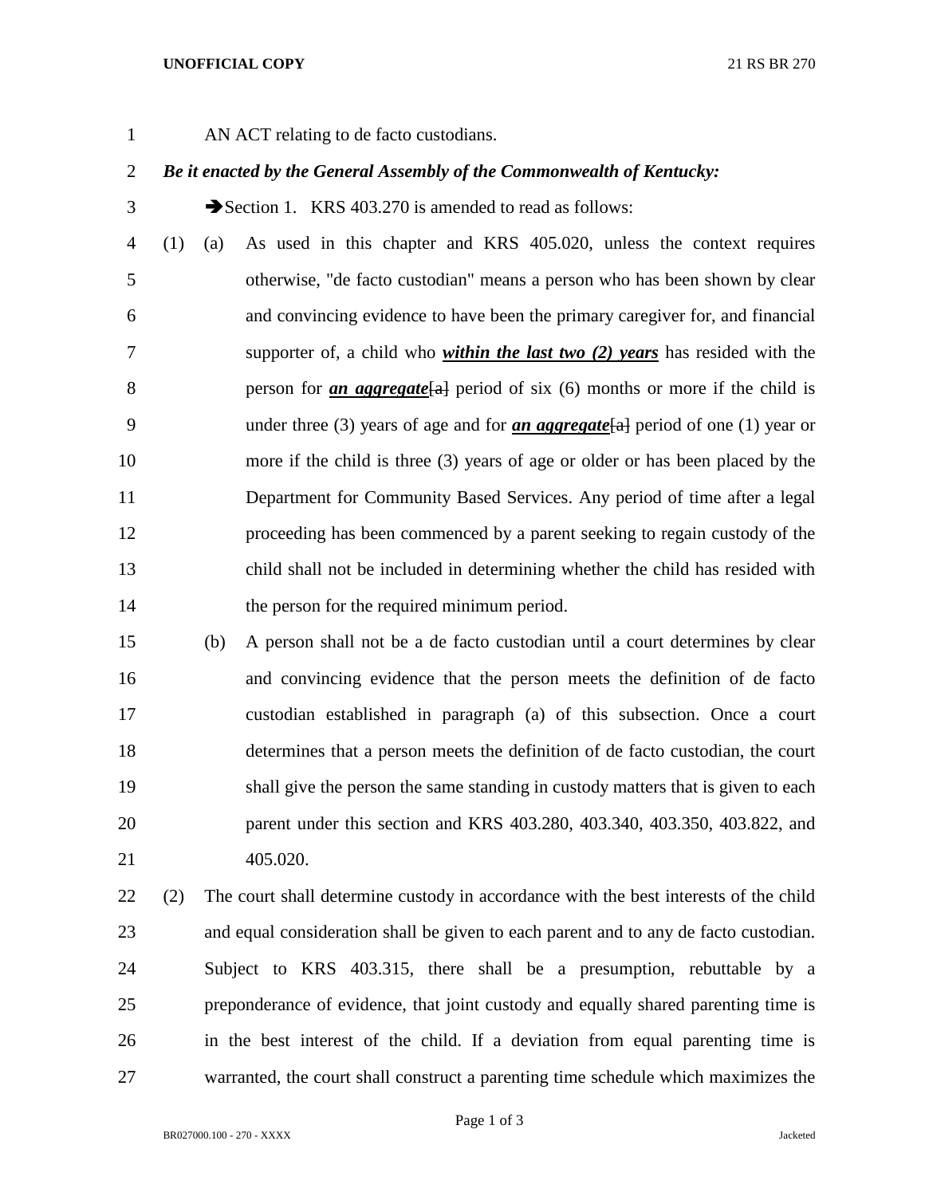AN ACT relating to de facto custodians.

***Be it enacted by the General Assembly of the Commonwealth of Kentucky:***

➔Section 1. KRS 403.270 is amended to read as follows:

(1) (a) As used in this chapter and KRS 405.020, unless the context requires otherwise, "de facto custodian" means a person who has been shown by clear and convincing evidence to have been the primary caregiver for, and financial supporter of, a child who ***within the last two (2) years*** has resided with the person for ***an aggregate***~~[a]~~ period of six (6) months or more if the child is under three (3) years of age and for ***an aggregate***~~[a]~~ period of one (1) year or more if the child is three (3) years of age or older or has been placed by the Department for Community Based Services. Any period of time after a legal proceeding has been commenced by a parent seeking to regain custody of the child shall not be included in determining whether the child has resided with the person for the required minimum period.

(b) A person shall not be a de facto custodian until a court determines by clear and convincing evidence that the person meets the definition of de facto custodian established in paragraph (a) of this subsection. Once a court determines that a person meets the definition of de facto custodian, the court shall give the person the same standing in custody matters that is given to each parent under this section and KRS 403.280, 403.340, 403.350, 403.822, and 405.020.

(2) The court shall determine custody in accordance with the best interests of the child and equal consideration shall be given to each parent and to any de facto custodian. Subject to KRS 403.315, there shall be a presumption, rebuttable by a preponderance of evidence, that joint custody and equally shared parenting time is in the best interest of the child. If a deviation from equal parenting time is warranted, the court shall construct a parenting time schedule which maximizes the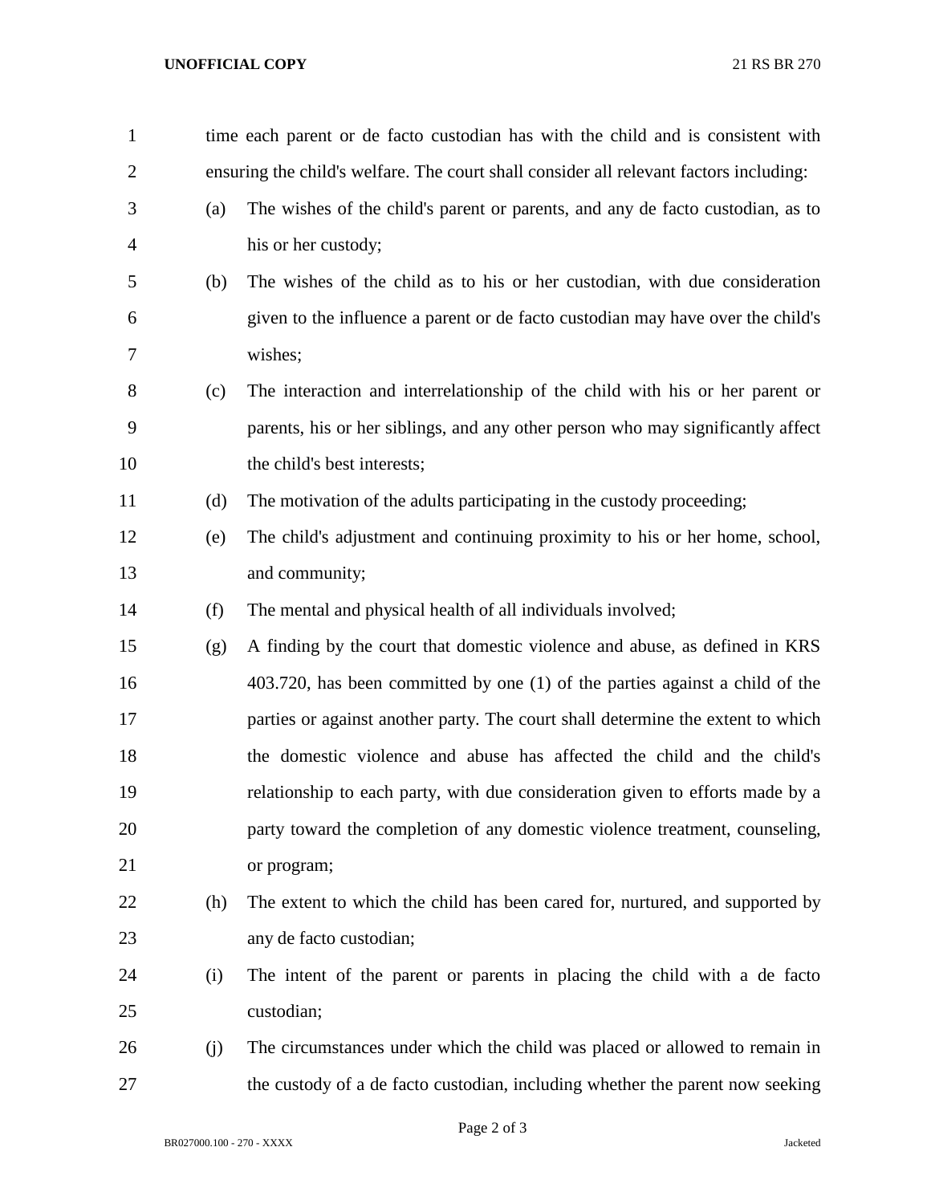time each parent or de facto custodian has with the child and is consistent with ensuring the child's welfare. The court shall consider all relevant factors including:

(a) The wishes of the child's parent or parents, and any de facto custodian, as to his or her custody;

(b) The wishes of the child as to his or her custodian, with due consideration given to the influence a parent or de facto custodian may have over the child's wishes;

(c) The interaction and interrelationship of the child with his or her parent or parents, his or her siblings, and any other person who may significantly affect the child's best interests;

(d) The motivation of the adults participating in the custody proceeding;

(e) The child's adjustment and continuing proximity to his or her home, school, and community;

(f) The mental and physical health of all individuals involved;

(g) A finding by the court that domestic violence and abuse, as defined in KRS 403.720, has been committed by one (1) of the parties against a child of the parties or against another party. The court shall determine the extent to which the domestic violence and abuse has affected the child and the child's relationship to each party, with due consideration given to efforts made by a party toward the completion of any domestic violence treatment, counseling, or program;

(h) The extent to which the child has been cared for, nurtured, and supported by any de facto custodian;

(i) The intent of the parent or parents in placing the child with a de facto custodian;

(j) The circumstances under which the child was placed or allowed to remain in the custody of a de facto custodian, including whether the parent now seeking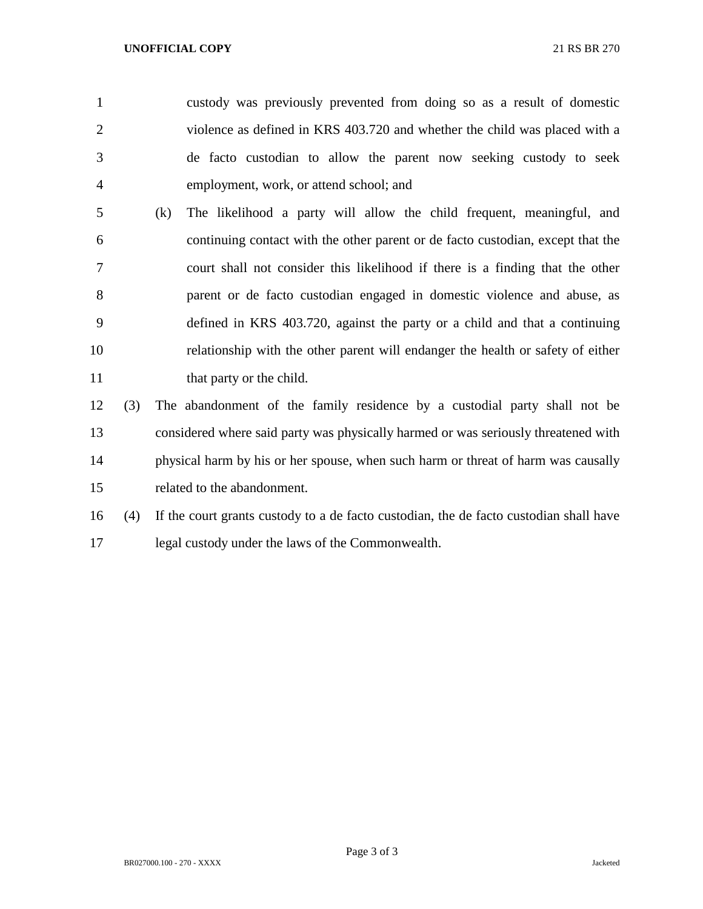custody was previously prevented from doing so as a result of domestic violence as defined in KRS 403.720 and whether the child was placed with a de facto custodian to allow the parent now seeking custody to seek employment, work, or attend school; and

(k) The likelihood a party will allow the child frequent, meaningful, and continuing contact with the other parent or de facto custodian, except that the court shall not consider this likelihood if there is a finding that the other parent or de facto custodian engaged in domestic violence and abuse, as defined in KRS 403.720, against the party or a child and that a continuing relationship with the other parent will endanger the health or safety of either that party or the child.

(3) The abandonment of the family residence by a custodial party shall not be considered where said party was physically harmed or was seriously threatened with physical harm by his or her spouse, when such harm or threat of harm was causally related to the abandonment.

(4) If the court grants custody to a de facto custodian, the de facto custodian shall have legal custody under the laws of the Commonwealth.